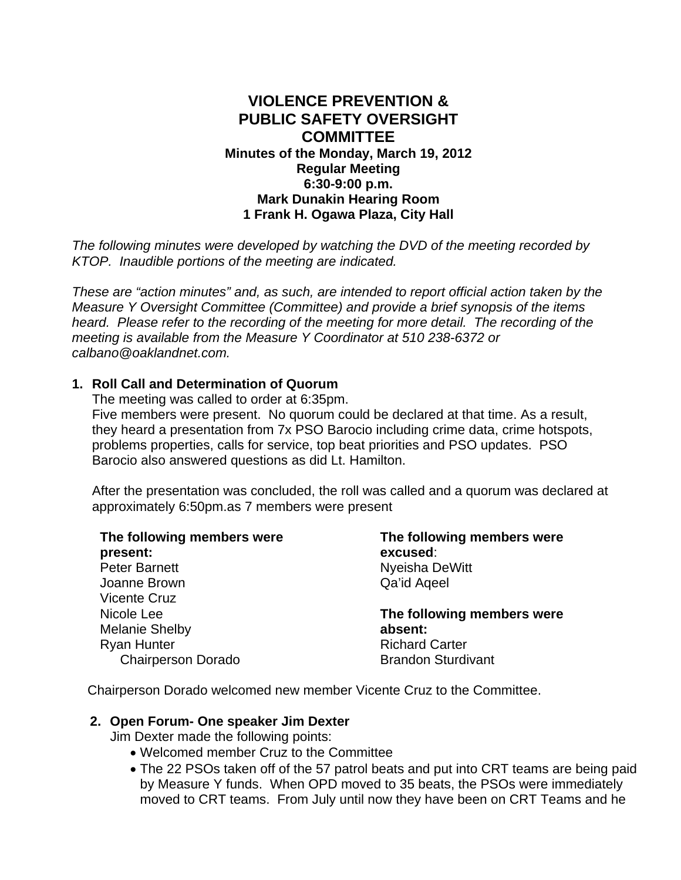# VIOLENCE PREVENTION & PUBLIC SAFETY OVERSIGHT COMMITTEE

**Minutes of the Monday, March 19, 2012**
**Regular Meeting**
**6:30-9:00 p.m.**
**Mark Dunakin Hearing Room**
**1 Frank H. Ogawa Plaza, City Hall**

*The following minutes were developed by watching the DVD of the meeting recorded by KTOP. Inaudible portions of the meeting are indicated.*

*These are "action minutes" and, as such, are intended to report official action taken by the Measure Y Oversight Committee (Committee) and provide a brief synopsis of the items heard. Please refer to the recording of the meeting for more detail. The recording of the meeting is available from the Measure Y Coordinator at 510 238-6372 or calbano@oaklandnet.com.*

1. **Roll Call and Determination of Quorum**
   The meeting was called to order at 6:35pm.
   Five members were present. No quorum could be declared at that time. As a result, they heard a presentation from 7x PSO Barocio including crime data, crime hotspots, problems properties, calls for service, top beat priorities and PSO updates. PSO Barocio also answered questions as did Lt. Hamilton.

   After the presentation was concluded, the roll was called and a quorum was declared at approximately 6:50pm.as 7 members were present

   **The following members were present:**
   Peter Barnett
   Joanne Brown
   Vicente Cruz
   Nicole Lee
   Melanie Shelby
   Ryan Hunter
   Chairperson Dorado

   **The following members were excused**:
   Nyeisha DeWitt
   Qa'id Aqeel

   **The following members were absent:**
   Richard Carter
   Brandon Sturdivant

   Chairperson Dorado welcomed new member Vicente Cruz to the Committee.

2. **Open Forum- One speaker Jim Dexter**
   Jim Dexter made the following points:
   - Welcomed member Cruz to the Committee
   - The 22 PSOs taken off of the 57 patrol beats and put into CRT teams are being paid by Measure Y funds. When OPD moved to 35 beats, the PSOs were immediately moved to CRT teams. From July until now they have been on CRT Teams and he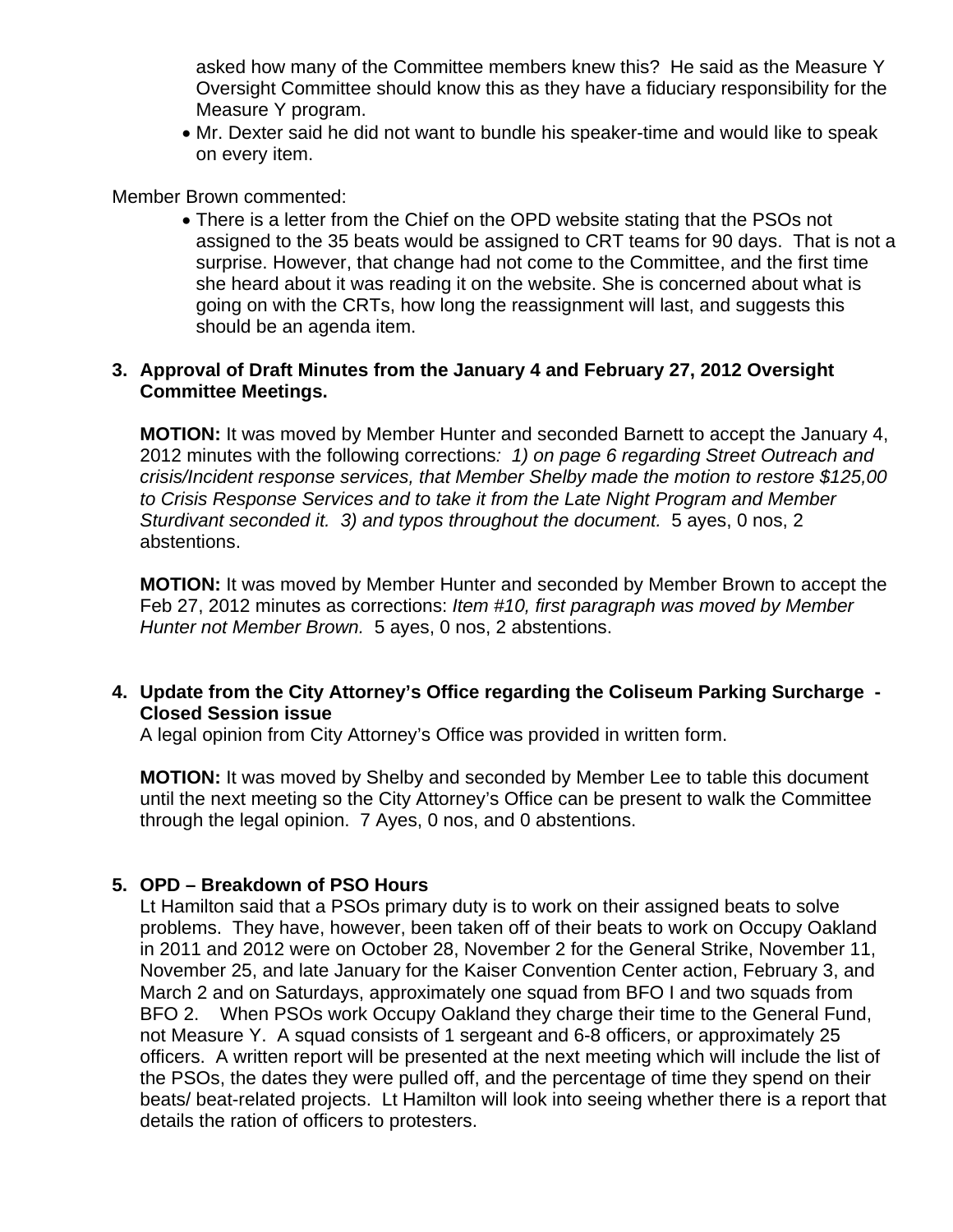asked how many of the Committee members knew this? He said as the Measure Y Oversight Committee should know this as they have a fiduciary responsibility for the Measure Y program.

- Mr. Dexter said he did not want to bundle his speaker-time and would like to speak on every item.

Member Brown commented:

- There is a letter from the Chief on the OPD website stating that the PSOs not assigned to the 35 beats would be assigned to CRT teams for 90 days. That is not a surprise. However, that change had not come to the Committee, and the first time she heard about it was reading it on the website. She is concerned about what is going on with the CRTs, how long the reassignment will last, and suggests this should be an agenda item.

**3. Approval of Draft Minutes from the January 4 and February 27, 2012 Oversight Committee Meetings.**

**MOTION:** It was moved by Member Hunter and seconded Barnett to accept the January 4, 2012 minutes with the following corrections*: 1) on page 6 regarding Street Outreach and crisis/Incident response services, that Member Shelby made the motion to restore $125,00 to Crisis Response Services and to take it from the Late Night Program and Member Sturdivant seconded it. 3) and typos throughout the document.* 5 ayes, 0 nos, 2 abstentions.

**MOTION:** It was moved by Member Hunter and seconded by Member Brown to accept the Feb 27, 2012 minutes as corrections: *Item #10, first paragraph was moved by Member Hunter not Member Brown.* 5 ayes, 0 nos, 2 abstentions.

**4. Update from the City Attorney's Office regarding the Coliseum Parking Surcharge - Closed Session issue**

A legal opinion from City Attorney's Office was provided in written form.

**MOTION:** It was moved by Shelby and seconded by Member Lee to table this document until the next meeting so the City Attorney's Office can be present to walk the Committee through the legal opinion. 7 Ayes, 0 nos, and 0 abstentions.

**5. OPD – Breakdown of PSO Hours**

Lt Hamilton said that a PSOs primary duty is to work on their assigned beats to solve problems. They have, however, been taken off of their beats to work on Occupy Oakland in 2011 and 2012 were on October 28, November 2 for the General Strike, November 11, November 25, and late January for the Kaiser Convention Center action, February 3, and March 2 and on Saturdays, approximately one squad from BFO I and two squads from BFO 2. When PSOs work Occupy Oakland they charge their time to the General Fund, not Measure Y. A squad consists of 1 sergeant and 6-8 officers, or approximately 25 officers. A written report will be presented at the next meeting which will include the list of the PSOs, the dates they were pulled off, and the percentage of time they spend on their beats/ beat-related projects. Lt Hamilton will look into seeing whether there is a report that details the ration of officers to protesters.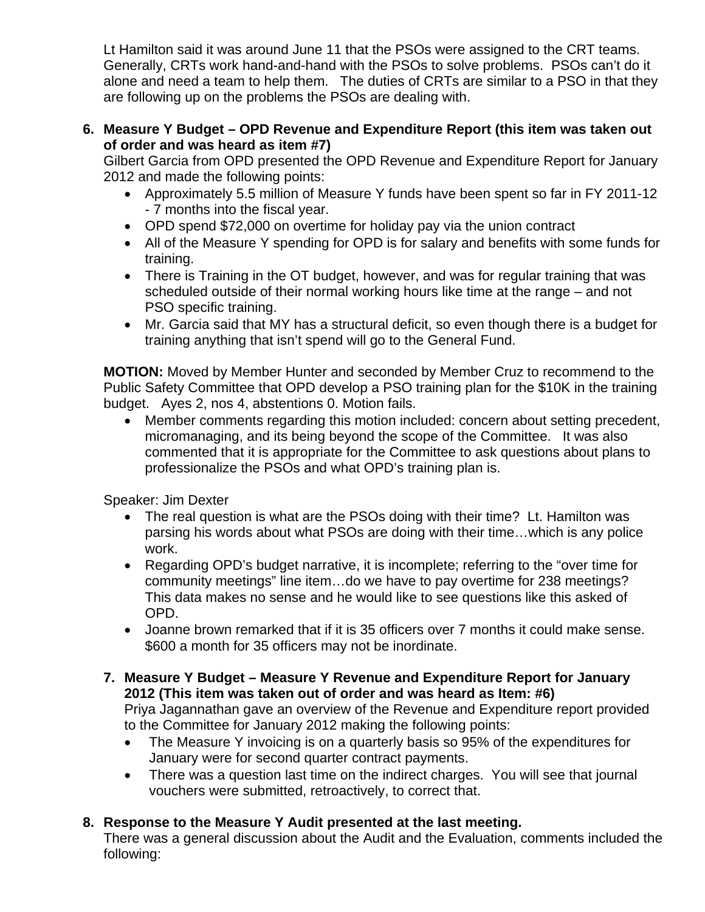Lt Hamilton said it was around June 11 that the PSOs were assigned to the CRT teams. Generally, CRTs work hand-and-hand with the PSOs to solve problems. PSOs can't do it alone and need a team to help them. The duties of CRTs are similar to a PSO in that they are following up on the problems the PSOs are dealing with.

**6. Measure Y Budget – OPD Revenue and Expenditure Report (this item was taken out of order and was heard as item #7)**

Gilbert Garcia from OPD presented the OPD Revenue and Expenditure Report for January 2012 and made the following points:

- Approximately 5.5 million of Measure Y funds have been spent so far in FY 2011-12 - 7 months into the fiscal year.
- OPD spend $72,000 on overtime for holiday pay via the union contract
- All of the Measure Y spending for OPD is for salary and benefits with some funds for training.
- There is Training in the OT budget, however, and was for regular training that was scheduled outside of their normal working hours like time at the range – and not PSO specific training.
- Mr. Garcia said that MY has a structural deficit, so even though there is a budget for training anything that isn't spend will go to the General Fund.

**MOTION:** Moved by Member Hunter and seconded by Member Cruz to recommend to the Public Safety Committee that OPD develop a PSO training plan for the $10K in the training budget. Ayes 2, nos 4, abstentions 0. Motion fails.

- Member comments regarding this motion included: concern about setting precedent, micromanaging, and its being beyond the scope of the Committee. It was also commented that it is appropriate for the Committee to ask questions about plans to professionalize the PSOs and what OPD's training plan is.

Speaker: Jim Dexter

- The real question is what are the PSOs doing with their time? Lt. Hamilton was parsing his words about what PSOs are doing with their time…which is any police work.
- Regarding OPD's budget narrative, it is incomplete; referring to the "over time for community meetings" line item…do we have to pay overtime for 238 meetings? This data makes no sense and he would like to see questions like this asked of OPD.
- Joanne brown remarked that if it is 35 officers over 7 months it could make sense. $600 a month for 35 officers may not be inordinate.

**7. Measure Y Budget – Measure Y Revenue and Expenditure Report for January 2012 (This item was taken out of order and was heard as Item: #6)**

Priya Jagannathan gave an overview of the Revenue and Expenditure report provided to the Committee for January 2012 making the following points:

- The Measure Y invoicing is on a quarterly basis so 95% of the expenditures for January were for second quarter contract payments.
- There was a question last time on the indirect charges. You will see that journal vouchers were submitted, retroactively, to correct that.

**8. Response to the Measure Y Audit presented at the last meeting.**

There was a general discussion about the Audit and the Evaluation, comments included the following: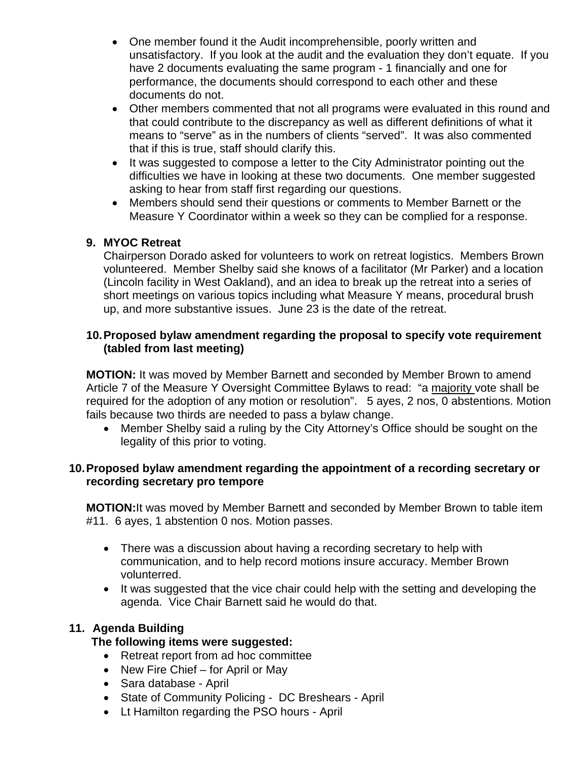- One member found it the Audit incomprehensible, poorly written and unsatisfactory. If you look at the audit and the evaluation they don't equate. If you have 2 documents evaluating the same program - 1 financially and one for performance, the documents should correspond to each other and these documents do not.
- Other members commented that not all programs were evaluated in this round and that could contribute to the discrepancy as well as different definitions of what it means to "serve" as in the numbers of clients "served". It was also commented that if this is true, staff should clarify this.
- It was suggested to compose a letter to the City Administrator pointing out the difficulties we have in looking at these two documents. One member suggested asking to hear from staff first regarding our questions.
- Members should send their questions or comments to Member Barnett or the Measure Y Coordinator within a week so they can be complied for a response.

**9. MYOC Retreat**

Chairperson Dorado asked for volunteers to work on retreat logistics. Members Brown volunteered. Member Shelby said she knows of a facilitator (Mr Parker) and a location (Lincoln facility in West Oakland), and an idea to break up the retreat into a series of short meetings on various topics including what Measure Y means, procedural brush up, and more substantive issues. June 23 is the date of the retreat.

**10. Proposed bylaw amendment regarding the proposal to specify vote requirement (tabled from last meeting)**

**MOTION:** It was moved by Member Barnett and seconded by Member Brown to amend Article 7 of the Measure Y Oversight Committee Bylaws to read: "a <u>majority</u> vote shall be required for the adoption of any motion or resolution". 5 ayes, 2 nos, 0 abstentions. Motion fails because two thirds are needed to pass a bylaw change.

- Member Shelby said a ruling by the City Attorney's Office should be sought on the legality of this prior to voting.

**10. Proposed bylaw amendment regarding the appointment of a recording secretary or recording secretary pro tempore**

**MOTION:** It was moved by Member Barnett and seconded by Member Brown to table item #11. 6 ayes, 1 abstention 0 nos. Motion passes.

- There was a discussion about having a recording secretary to help with communication, and to help record motions insure accuracy. Member Brown volunterred.
- It was suggested that the vice chair could help with the setting and developing the agenda. Vice Chair Barnett said he would do that.

**11. Agenda Building**

**The following items were suggested:**

- Retreat report from ad hoc committee
- New Fire Chief – for April or May
- Sara database - April
- State of Community Policing - DC Breshears - April
- Lt Hamilton regarding the PSO hours - April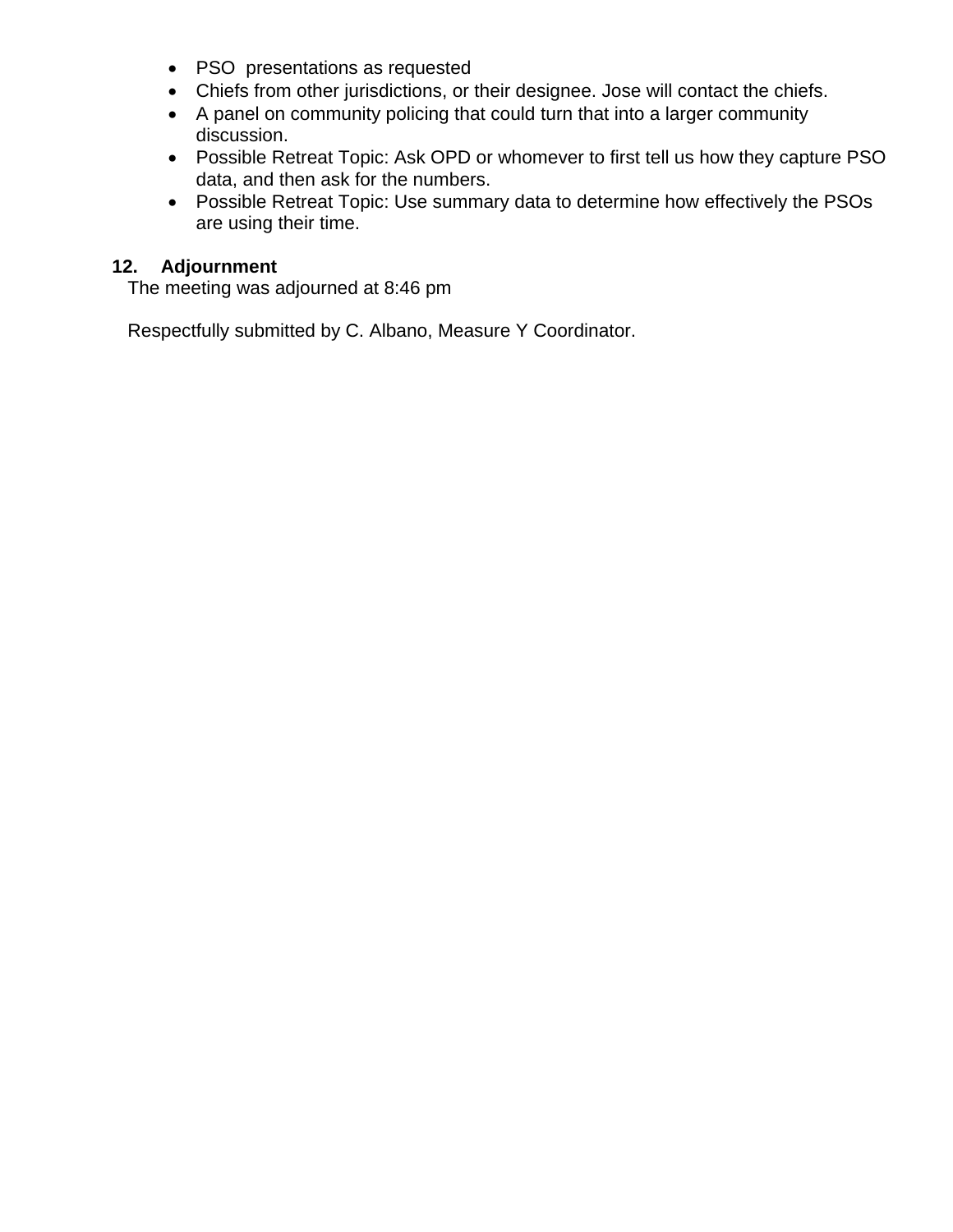- PSO presentations as requested
- Chiefs from other jurisdictions, or their designee. Jose will contact the chiefs.
- A panel on community policing that could turn that into a larger community discussion.
- Possible Retreat Topic: Ask OPD or whomever to first tell us how they capture PSO data, and then ask for the numbers.
- Possible Retreat Topic: Use summary data to determine how effectively the PSOs are using their time.

**12. Adjournment**

The meeting was adjourned at 8:46 pm

Respectfully submitted by C. Albano, Measure Y Coordinator.